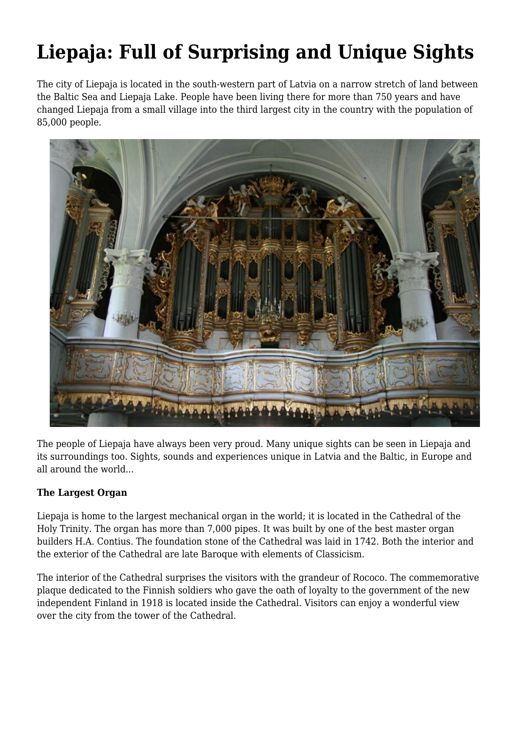# Liepaja: Full of Surprising and Unique Sights

The city of Liepaja is located in the south-western part of Latvia on a narrow stretch of land between the Baltic Sea and Liepaja Lake. People have been living there for more than 750 years and have changed Liepaja from a small village into the third largest city in the country with the population of 85,000 people.

The people of Liepaja have always been very proud. Many unique sights can be seen in Liepaja and its surroundings too. Sights, sounds and experiences unique in Latvia and the Baltic, in Europe and all around the world...

**The Largest Organ**

Liepaja is home to the largest mechanical organ in the world; it is located in the Cathedral of the Holy Trinity. The organ has more than 7,000 pipes. It was built by one of the best master organ builders H.A. Contius. The foundation stone of the Cathedral was laid in 1742. Both the interior and the exterior of the Cathedral are late Baroque with elements of Classicism.

The interior of the Cathedral surprises the visitors with the grandeur of Rococo. The commemorative plaque dedicated to the Finnish soldiers who gave the oath of loyalty to the government of the new independent Finland in 1918 is located inside the Cathedral. Visitors can enjoy a wonderful view over the city from the tower of the Cathedral.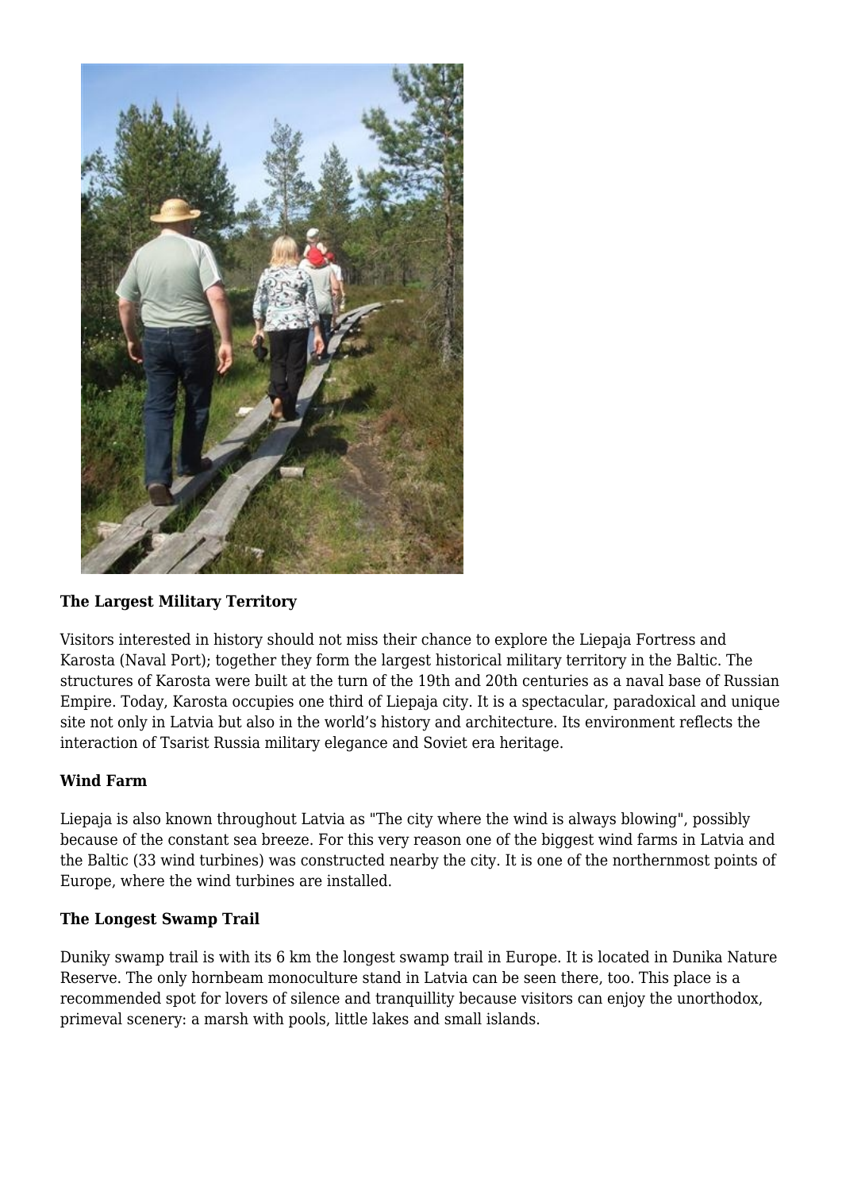**The Largest Military Territory**

Visitors interested in history should not miss their chance to explore the Liepaja Fortress and Karosta (Naval Port); together they form the largest historical military territory in the Baltic. The structures of Karosta were built at the turn of the 19th and 20th centuries as a naval base of Russian Empire. Today, Karosta occupies one third of Liepaja city. It is a spectacular, paradoxical and unique site not only in Latvia but also in the world's history and architecture. Its environment reflects the interaction of Tsarist Russia military elegance and Soviet era heritage.

**Wind Farm**

Liepaja is also known throughout Latvia as "The city where the wind is always blowing", possibly because of the constant sea breeze. For this very reason one of the biggest wind farms in Latvia and the Baltic (33 wind turbines) was constructed nearby the city. It is one of the northernmost points of Europe, where the wind turbines are installed.

**The Longest Swamp Trail**

Duniky swamp trail is with its 6 km the longest swamp trail in Europe. It is located in Dunika Nature Reserve. The only hornbeam monoculture stand in Latvia can be seen there, too. This place is a recommended spot for lovers of silence and tranquillity because visitors can enjoy the unorthodox, primeval scenery: a marsh with pools, little lakes and small islands.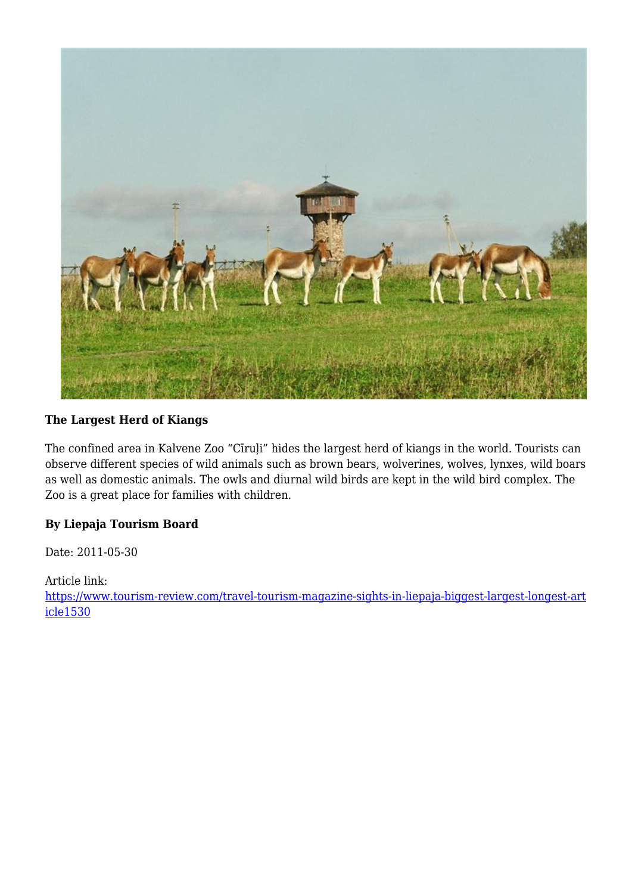**The Largest Herd of Kiangs**

The confined area in Kalvene Zoo “Cīruļi” hides the largest herd of kiangs in the world. Tourists can observe different species of wild animals such as brown bears, wolverines, wolves, lynxes, wild boars as well as domestic animals. The owls and diurnal wild birds are kept in the wild bird complex. The Zoo is a great place for families with children.

**By Liepaja Tourism Board**

Date: 2011-05-30

Article link:
[https://www.tourism-review.com/travel-tourism-magazine-sights-in-liepaja-biggest-largest-longest-article1530](https://www.tourism-review.com/travel-tourism-magazine-sights-in-liepaja-biggest-largest-longest-article1530)